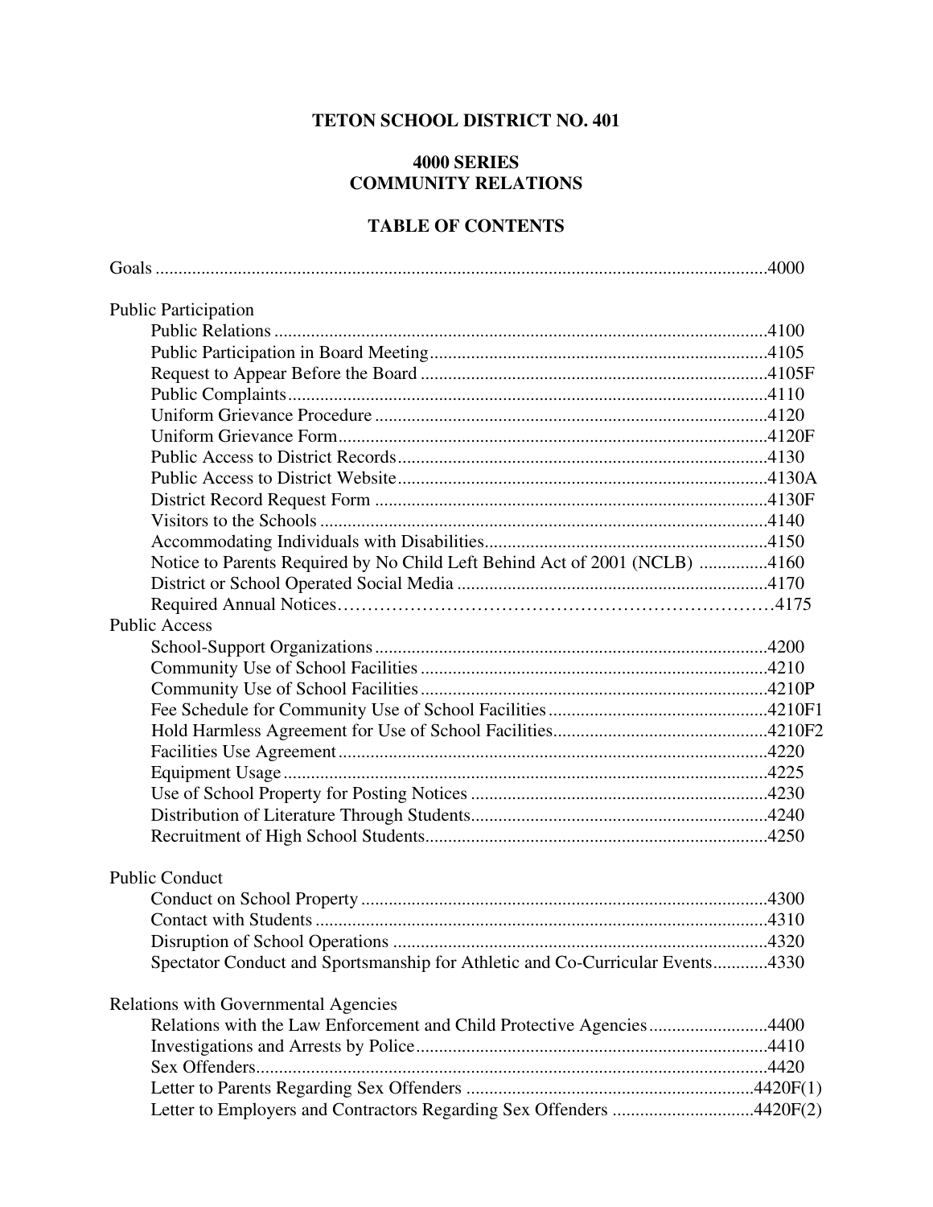# TETON SCHOOL DISTRICT NO. 401

## 4000 SERIES
## COMMUNITY RELATIONS

### TABLE OF CONTENTS

| Title | Policy |
|---|---|
| Goals | 4000 |
| **Public Participation** | |
| Public Relations | 4100 |
| Public Participation in Board Meeting | 4105 |
| Request to Appear Before the Board | 4105F |
| Public Complaints | 4110 |
| Uniform Grievance Procedure | 4120 |
| Uniform Grievance Form | 4120F |
| Public Access to District Records | 4130 |
| Public Access to District Website | 4130A |
| District Record Request Form | 4130F |
| Visitors to the Schools | 4140 |
| Accommodating Individuals with Disabilities | 4150 |
| Notice to Parents Required by No Child Left Behind Act of 2001 (NCLB) | 4160 |
| District or School Operated Social Media | 4170 |
| Required Annual Notices | 4175 |
| **Public Access** | |
| School-Support Organizations | 4200 |
| Community Use of School Facilities | 4210 |
| Community Use of School Facilities | 4210P |
| Fee Schedule for Community Use of School Facilities | 4210F1 |
| Hold Harmless Agreement for Use of School Facilities | 4210F2 |
| Facilities Use Agreement | 4220 |
| Equipment Usage | 4225 |
| Use of School Property for Posting Notices | 4230 |
| Distribution of Literature Through Students | 4240 |
| Recruitment of High School Students | 4250 |
| **Public Conduct** | |
| Conduct on School Property | 4300 |
| Contact with Students | 4310 |
| Disruption of School Operations | 4320 |
| Spectator Conduct and Sportsmanship for Athletic and Co-Curricular Events | 4330 |
| **Relations with Governmental Agencies** | |
| Relations with the Law Enforcement and Child Protective Agencies | 4400 |
| Investigations and Arrests by Police | 4410 |
| Sex Offenders | 4420 |
| Letter to Parents Regarding Sex Offenders | 4420F(1) |
| Letter to Employers and Contractors Regarding Sex Offenders | 4420F(2) |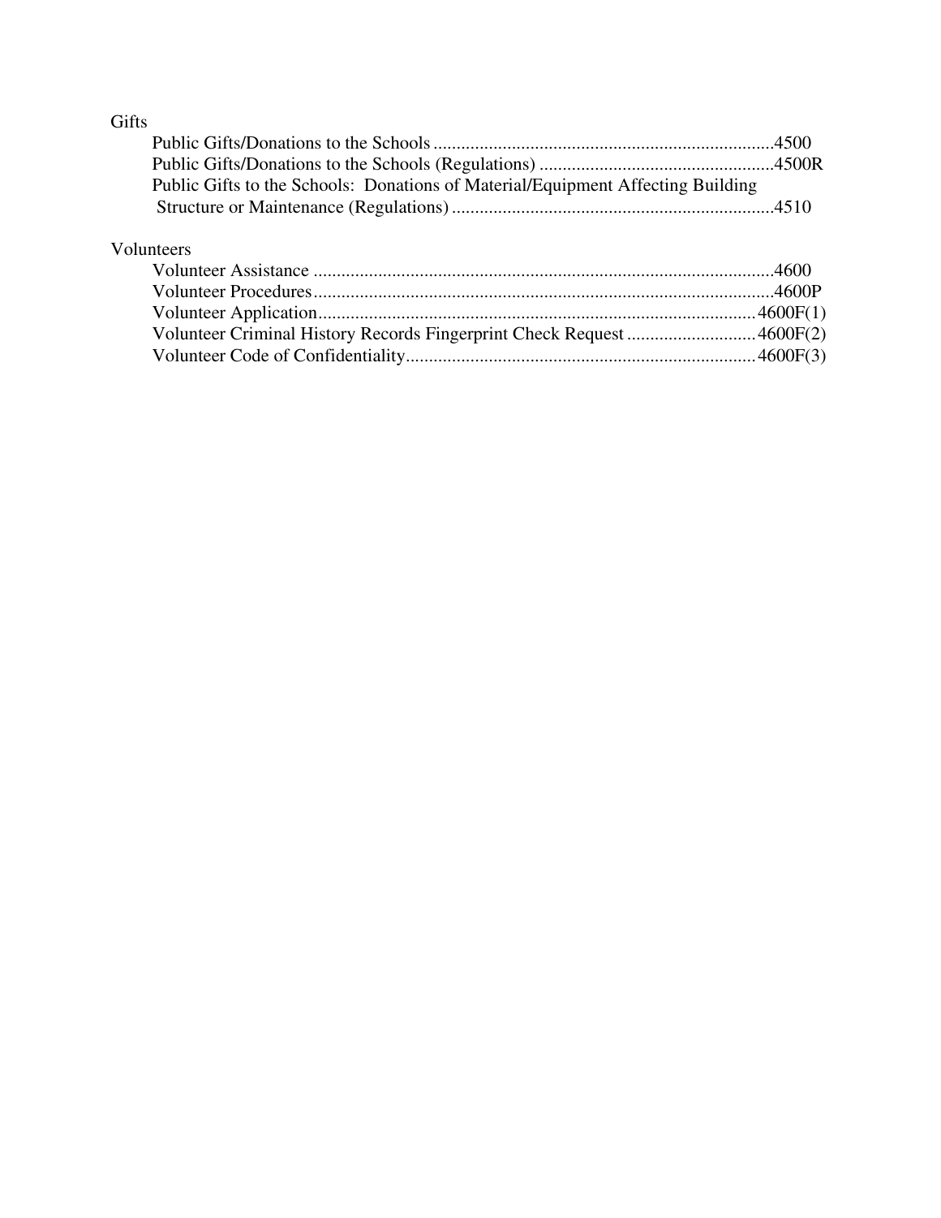Gifts

- Public Gifts/Donations to the Schools ..........................................................................4500
- Public Gifts/Donations to the Schools (Regulations) ...................................................4500R
- Public Gifts to the Schools: Donations of Material/Equipment Affecting Building Structure or Maintenance (Regulations) .....................................................................4510

Volunteers

- Volunteer Assistance ...................................................................................................4600
- Volunteer Procedures...................................................................................................4600P
- Volunteer Application...............................................................................................4600F(1)
- Volunteer Criminal History Records Fingerprint Check Request ............................4600F(2)
- Volunteer Code of Confidentiality...........................................................................4600F(3)